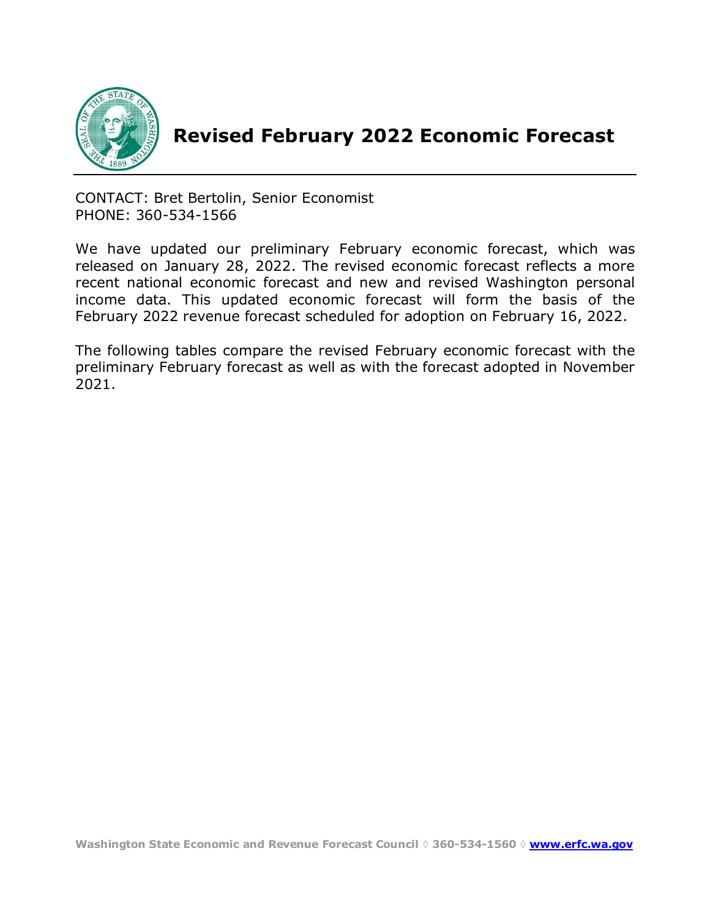# Revised February 2022 Economic Forecast

CONTACT: Bret Bertolin, Senior Economist
PHONE: 360-534-1566

We have updated our preliminary February economic forecast, which was released on January 28, 2022. The revised economic forecast reflects a more recent national economic forecast and new and revised Washington personal income data. This updated economic forecast will form the basis of the February 2022 revenue forecast scheduled for adoption on February 16, 2022.

The following tables compare the revised February economic forecast with the preliminary February forecast as well as with the forecast adopted in November 2021.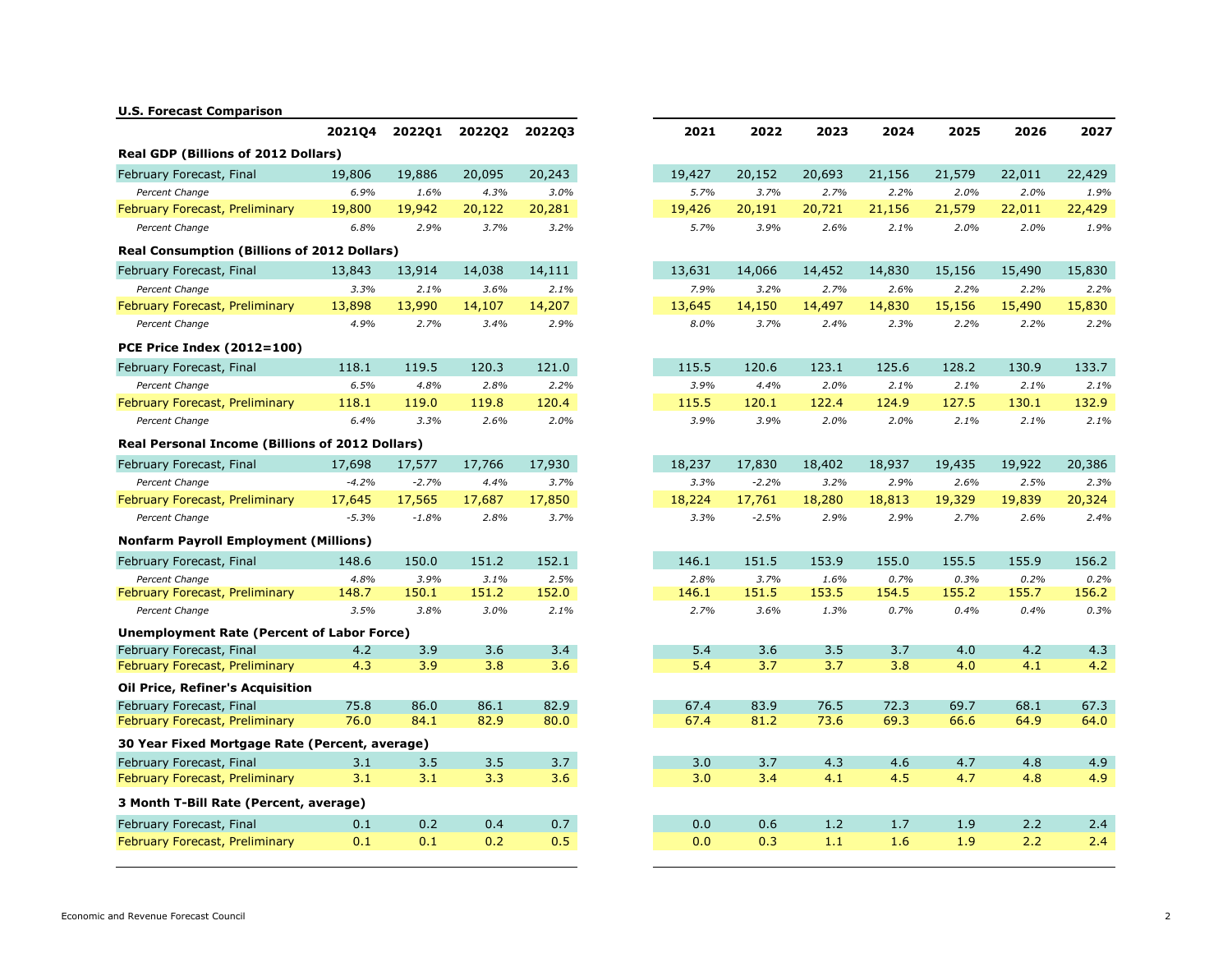**U.S. Forecast Comparison**

| | 2021Q4 | 2022Q1 | 2022Q2 | 2022Q3 | 2021 | 2022 | 2023 | 2024 | 2025 | 2026 | 2027 |
|---|---|---|---|---|---|---|---|---|---|---|---|
| **Real GDP (Billions of 2012 Dollars)** | | | | | | | | | | | |
| February Forecast, Final | 19,806 | 19,886 | 20,095 | 20,243 | 19,427 | 20,152 | 20,693 | 21,156 | 21,579 | 22,011 | 22,429 |
| *Percent Change* | *6.9%* | *1.6%* | *4.3%* | *3.0%* | *5.7%* | *3.7%* | *2.7%* | *2.2%* | *2.0%* | *2.0%* | *1.9%* |
| February Forecast, Preliminary | 19,800 | 19,942 | 20,122 | 20,281 | 19,426 | 20,191 | 20,721 | 21,156 | 21,579 | 22,011 | 22,429 |
| *Percent Change* | *6.8%* | *2.9%* | *3.7%* | *3.2%* | *5.7%* | *3.9%* | *2.6%* | *2.1%* | *2.0%* | *2.0%* | *1.9%* |
| **Real Consumption (Billions of 2012 Dollars)** | | | | | | | | | | | |
| February Forecast, Final | 13,843 | 13,914 | 14,038 | 14,111 | 13,631 | 14,066 | 14,452 | 14,830 | 15,156 | 15,490 | 15,830 |
| *Percent Change* | *3.3%* | *2.1%* | *3.6%* | *2.1%* | *7.9%* | *3.2%* | *2.7%* | *2.6%* | *2.2%* | *2.2%* | *2.2%* |
| February Forecast, Preliminary | 13,898 | 13,990 | 14,107 | 14,207 | 13,645 | 14,150 | 14,497 | 14,830 | 15,156 | 15,490 | 15,830 |
| *Percent Change* | *4.9%* | *2.7%* | *3.4%* | *2.9%* | *8.0%* | *3.7%* | *2.4%* | *2.3%* | *2.2%* | *2.2%* | *2.2%* |
| **PCE Price Index (2012=100)** | | | | | | | | | | | |
| February Forecast, Final | 118.1 | 119.5 | 120.3 | 121.0 | 115.5 | 120.6 | 123.1 | 125.6 | 128.2 | 130.9 | 133.7 |
| *Percent Change* | *6.5%* | *4.8%* | *2.8%* | *2.2%* | *3.9%* | *4.4%* | *2.0%* | *2.1%* | *2.1%* | *2.1%* | *2.1%* |
| February Forecast, Preliminary | 118.1 | 119.0 | 119.8 | 120.4 | 115.5 | 120.1 | 122.4 | 124.9 | 127.5 | 130.1 | 132.9 |
| *Percent Change* | *6.4%* | *3.3%* | *2.6%* | *2.0%* | *3.9%* | *3.9%* | *2.0%* | *2.0%* | *2.1%* | *2.1%* | *2.1%* |
| **Real Personal Income (Billions of 2012 Dollars)** | | | | | | | | | | | |
| February Forecast, Final | 17,698 | 17,577 | 17,766 | 17,930 | 18,237 | 17,830 | 18,402 | 18,937 | 19,435 | 19,922 | 20,386 |
| *Percent Change* | *-4.2%* | *-2.7%* | *4.4%* | *3.7%* | *3.3%* | *-2.2%* | *3.2%* | *2.9%* | *2.6%* | *2.5%* | *2.3%* |
| February Forecast, Preliminary | 17,645 | 17,565 | 17,687 | 17,850 | 18,224 | 17,761 | 18,280 | 18,813 | 19,329 | 19,839 | 20,324 |
| *Percent Change* | *-5.3%* | *-1.8%* | *2.8%* | *3.7%* | *3.3%* | *-2.5%* | *2.9%* | *2.9%* | *2.7%* | *2.6%* | *2.4%* |
| **Nonfarm Payroll Employment (Millions)** | | | | | | | | | | | |
| February Forecast, Final | 148.6 | 150.0 | 151.2 | 152.1 | 146.1 | 151.5 | 153.9 | 155.0 | 155.5 | 155.9 | 156.2 |
| *Percent Change* | *4.8%* | *3.9%* | *3.1%* | *2.5%* | *2.8%* | *3.7%* | *1.6%* | *0.7%* | *0.3%* | *0.2%* | *0.2%* |
| February Forecast, Preliminary | 148.7 | 150.1 | 151.2 | 152.0 | 146.1 | 151.5 | 153.5 | 154.5 | 155.2 | 155.7 | 156.2 |
| *Percent Change* | *3.5%* | *3.8%* | *3.0%* | *2.1%* | *2.7%* | *3.6%* | *1.3%* | *0.7%* | *0.4%* | *0.4%* | *0.3%* |
| **Unemployment Rate (Percent of Labor Force)** | | | | | | | | | | | |
| February Forecast, Final | 4.2 | 3.9 | 3.6 | 3.4 | 5.4 | 3.6 | 3.5 | 3.7 | 4.0 | 4.2 | 4.3 |
| February Forecast, Preliminary | 4.3 | 3.9 | 3.8 | 3.6 | 5.4 | 3.7 | 3.7 | 3.8 | 4.0 | 4.1 | 4.2 |
| **Oil Price, Refiner's Acquisition** | | | | | | | | | | | |
| February Forecast, Final | 75.8 | 86.0 | 86.1 | 82.9 | 67.4 | 83.9 | 76.5 | 72.3 | 69.7 | 68.1 | 67.3 |
| February Forecast, Preliminary | 76.0 | 84.1 | 82.9 | 80.0 | 67.4 | 81.2 | 73.6 | 69.3 | 66.6 | 64.9 | 64.0 |
| **30 Year Fixed Mortgage Rate (Percent, average)** | | | | | | | | | | | |
| February Forecast, Final | 3.1 | 3.5 | 3.5 | 3.7 | 3.0 | 3.7 | 4.3 | 4.6 | 4.7 | 4.8 | 4.9 |
| February Forecast, Preliminary | 3.1 | 3.1 | 3.3 | 3.6 | 3.0 | 3.4 | 4.1 | 4.5 | 4.7 | 4.8 | 4.9 |
| **3 Month T-Bill Rate (Percent, average)** | | | | | | | | | | | |
| February Forecast, Final | 0.1 | 0.2 | 0.4 | 0.7 | 0.0 | 0.6 | 1.2 | 1.7 | 1.9 | 2.2 | 2.4 |
| February Forecast, Preliminary | 0.1 | 0.1 | 0.2 | 0.5 | 0.0 | 0.3 | 1.1 | 1.6 | 1.9 | 2.2 | 2.4 |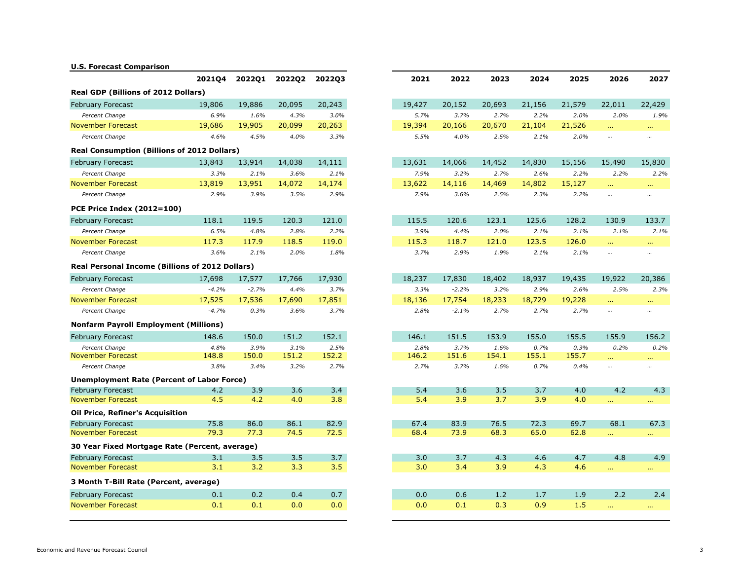**U.S. Forecast Comparison**

| | 2021Q4 | 2022Q1 | 2022Q2 | 2022Q3 | | 2021 | 2022 | 2023 | 2024 | 2025 | 2026 | 2027 |
|---|---|---|---|---|---|---|---|---|---|---|---|---|
| **Real GDP (Billions of 2012 Dollars)** | | | | | | | | | | | | |
| February Forecast | 19,806 | 19,886 | 20,095 | 20,243 | | 19,427 | 20,152 | 20,693 | 21,156 | 21,579 | 22,011 | 22,429 |
| *Percent Change* | *6.9%* | *1.6%* | *4.3%* | *3.0%* | | *5.7%* | *3.7%* | *2.7%* | *2.2%* | *2.0%* | *2.0%* | *1.9%* |
| November Forecast | 19,686 | 19,905 | 20,099 | 20,263 | | 19,394 | 20,166 | 20,670 | 21,104 | 21,526 | ... | ... |
| *Percent Change* | *4.6%* | *4.5%* | *4.0%* | *3.3%* | | *5.5%* | *4.0%* | *2.5%* | *2.1%* | *2.0%* | ... | ... |
| **Real Consumption (Billions of 2012 Dollars)** | | | | | | | | | | | | |
| February Forecast | 13,843 | 13,914 | 14,038 | 14,111 | | 13,631 | 14,066 | 14,452 | 14,830 | 15,156 | 15,490 | 15,830 |
| *Percent Change* | *3.3%* | *2.1%* | *3.6%* | *2.1%* | | *7.9%* | *3.2%* | *2.7%* | *2.6%* | *2.2%* | *2.2%* | *2.2%* |
| November Forecast | 13,819 | 13,951 | 14,072 | 14,174 | | 13,622 | 14,116 | 14,469 | 14,802 | 15,127 | ... | ... |
| *Percent Change* | *2.9%* | *3.9%* | *3.5%* | *2.9%* | | *7.9%* | *3.6%* | *2.5%* | *2.3%* | *2.2%* | ... | ... |
| **PCE Price Index (2012=100)** | | | | | | | | | | | | |
| February Forecast | 118.1 | 119.5 | 120.3 | 121.0 | | 115.5 | 120.6 | 123.1 | 125.6 | 128.2 | 130.9 | 133.7 |
| *Percent Change* | *6.5%* | *4.8%* | *2.8%* | *2.2%* | | *3.9%* | *4.4%* | *2.0%* | *2.1%* | *2.1%* | *2.1%* | *2.1%* |
| November Forecast | 117.3 | 117.9 | 118.5 | 119.0 | | 115.3 | 118.7 | 121.0 | 123.5 | 126.0 | ... | ... |
| *Percent Change* | *3.6%* | *2.1%* | *2.0%* | *1.8%* | | *3.7%* | *2.9%* | *1.9%* | *2.1%* | *2.1%* | ... | ... |
| **Real Personal Income (Billions of 2012 Dollars)** | | | | | | | | | | | | |
| February Forecast | 17,698 | 17,577 | 17,766 | 17,930 | | 18,237 | 17,830 | 18,402 | 18,937 | 19,435 | 19,922 | 20,386 |
| *Percent Change* | *-4.2%* | *-2.7%* | *4.4%* | *3.7%* | | *3.3%* | *-2.2%* | *3.2%* | *2.9%* | *2.6%* | *2.5%* | *2.3%* |
| November Forecast | 17,525 | 17,536 | 17,690 | 17,851 | | 18,136 | 17,754 | 18,233 | 18,729 | 19,228 | ... | ... |
| *Percent Change* | *-4.7%* | *0.3%* | *3.6%* | *3.7%* | | *2.8%* | *-2.1%* | *2.7%* | *2.7%* | *2.7%* | ... | ... |
| **Nonfarm Payroll Employment (Millions)** | | | | | | | | | | | | |
| February Forecast | 148.6 | 150.0 | 151.2 | 152.1 | | 146.1 | 151.5 | 153.9 | 155.0 | 155.5 | 155.9 | 156.2 |
| *Percent Change* | *4.8%* | *3.9%* | *3.1%* | *2.5%* | | *2.8%* | *3.7%* | *1.6%* | *0.7%* | *0.3%* | *0.2%* | *0.2%* |
| November Forecast | 148.8 | 150.0 | 151.2 | 152.2 | | 146.2 | 151.6 | 154.1 | 155.1 | 155.7 | ... | ... |
| *Percent Change* | *3.8%* | *3.4%* | *3.2%* | *2.7%* | | *2.7%* | *3.7%* | *1.6%* | *0.7%* | *0.4%* | ... | ... |
| **Unemployment Rate (Percent of Labor Force)** | | | | | | | | | | | | |
| February Forecast | 4.2 | 3.9 | 3.6 | 3.4 | | 5.4 | 3.6 | 3.5 | 3.7 | 4.0 | 4.2 | 4.3 |
| November Forecast | 4.5 | 4.2 | 4.0 | 3.8 | | 5.4 | 3.9 | 3.7 | 3.9 | 4.0 | ... | ... |
| **Oil Price, Refiner's Acquisition** | | | | | | | | | | | | |
| February Forecast | 75.8 | 86.0 | 86.1 | 82.9 | | 67.4 | 83.9 | 76.5 | 72.3 | 69.7 | 68.1 | 67.3 |
| November Forecast | 79.3 | 77.3 | 74.5 | 72.5 | | 68.4 | 73.9 | 68.3 | 65.0 | 62.8 | ... | ... |
| **30 Year Fixed Mortgage Rate (Percent, average)** | | | | | | | | | | | | |
| February Forecast | 3.1 | 3.5 | 3.5 | 3.7 | | 3.0 | 3.7 | 4.3 | 4.6 | 4.7 | 4.8 | 4.9 |
| November Forecast | 3.1 | 3.2 | 3.3 | 3.5 | | 3.0 | 3.4 | 3.9 | 4.3 | 4.6 | ... | ... |
| **3 Month T-Bill Rate (Percent, average)** | | | | | | | | | | | | |
| February Forecast | 0.1 | 0.2 | 0.4 | 0.7 | | 0.0 | 0.6 | 1.2 | 1.7 | 1.9 | 2.2 | 2.4 |
| November Forecast | 0.1 | 0.1 | 0.0 | 0.0 | | 0.0 | 0.1 | 0.3 | 0.9 | 1.5 | ... | ... |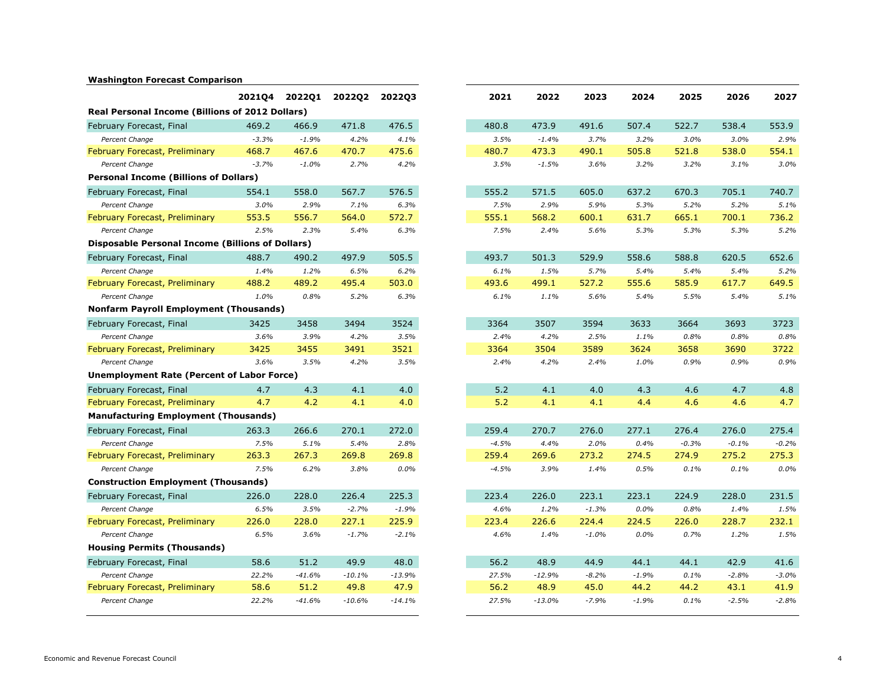**Washington Forecast Comparison**

| | 2021Q4 | 2022Q1 | 2022Q2 | 2022Q3 | 2021 | 2022 | 2023 | 2024 | 2025 | 2026 | 2027 |
|---|---|---|---|---|---|---|---|---|---|---|---|
| **Real Personal Income (Billions of 2012 Dollars)** | | | | | | | | | | | |
| February Forecast, Final | 469.2 | 466.9 | 471.8 | 476.5 | 480.8 | 473.9 | 491.6 | 507.4 | 522.7 | 538.4 | 553.9 |
| *Percent Change* | *-3.3%* | *-1.9%* | *4.2%* | *4.1%* | *3.5%* | *-1.4%* | *3.7%* | *3.2%* | *3.0%* | *3.0%* | *2.9%* |
| February Forecast, Preliminary | 468.7 | 467.6 | 470.7 | 475.6 | 480.7 | 473.3 | 490.1 | 505.8 | 521.8 | 538.0 | 554.1 |
| *Percent Change* | *-3.7%* | *-1.0%* | *2.7%* | *4.2%* | *3.5%* | *-1.5%* | *3.6%* | *3.2%* | *3.2%* | *3.1%* | *3.0%* |
| **Personal Income (Billions of Dollars)** | | | | | | | | | | | |
| February Forecast, Final | 554.1 | 558.0 | 567.7 | 576.5 | 555.2 | 571.5 | 605.0 | 637.2 | 670.3 | 705.1 | 740.7 |
| *Percent Change* | *3.0%* | *2.9%* | *7.1%* | *6.3%* | *7.5%* | *2.9%* | *5.9%* | *5.3%* | *5.2%* | *5.2%* | *5.1%* |
| February Forecast, Preliminary | 553.5 | 556.7 | 564.0 | 572.7 | 555.1 | 568.2 | 600.1 | 631.7 | 665.1 | 700.1 | 736.2 |
| *Percent Change* | *2.5%* | *2.3%* | *5.4%* | *6.3%* | *7.5%* | *2.4%* | *5.6%* | *5.3%* | *5.3%* | *5.3%* | *5.2%* |
| **Disposable Personal Income (Billions of Dollars)** | | | | | | | | | | | |
| February Forecast, Final | 488.7 | 490.2 | 497.9 | 505.5 | 493.7 | 501.3 | 529.9 | 558.6 | 588.8 | 620.5 | 652.6 |
| *Percent Change* | *1.4%* | *1.2%* | *6.5%* | *6.2%* | *6.1%* | *1.5%* | *5.7%* | *5.4%* | *5.4%* | *5.4%* | *5.2%* |
| February Forecast, Preliminary | 488.2 | 489.2 | 495.4 | 503.0 | 493.6 | 499.1 | 527.2 | 555.6 | 585.9 | 617.7 | 649.5 |
| *Percent Change* | *1.0%* | *0.8%* | *5.2%* | *6.3%* | *6.1%* | *1.1%* | *5.6%* | *5.4%* | *5.5%* | *5.4%* | *5.1%* |
| **Nonfarm Payroll Employment (Thousands)** | | | | | | | | | | | |
| February Forecast, Final | 3425 | 3458 | 3494 | 3524 | 3364 | 3507 | 3594 | 3633 | 3664 | 3693 | 3723 |
| *Percent Change* | *3.6%* | *3.9%* | *4.2%* | *3.5%* | *2.4%* | *4.2%* | *2.5%* | *1.1%* | *0.8%* | *0.8%* | *0.8%* |
| February Forecast, Preliminary | 3425 | 3455 | 3491 | 3521 | 3364 | 3504 | 3589 | 3624 | 3658 | 3690 | 3722 |
| *Percent Change* | *3.6%* | *3.5%* | *4.2%* | *3.5%* | *2.4%* | *4.2%* | *2.4%* | *1.0%* | *0.9%* | *0.9%* | *0.9%* |
| **Unemployment Rate (Percent of Labor Force)** | | | | | | | | | | | |
| February Forecast, Final | 4.7 | 4.3 | 4.1 | 4.0 | 5.2 | 4.1 | 4.0 | 4.3 | 4.6 | 4.7 | 4.8 |
| February Forecast, Preliminary | 4.7 | 4.2 | 4.1 | 4.0 | 5.2 | 4.1 | 4.1 | 4.4 | 4.6 | 4.6 | 4.7 |
| **Manufacturing Employment (Thousands)** | | | | | | | | | | | |
| February Forecast, Final | 263.3 | 266.6 | 270.1 | 272.0 | 259.4 | 270.7 | 276.0 | 277.1 | 276.4 | 276.0 | 275.4 |
| *Percent Change* | *7.5%* | *5.1%* | *5.4%* | *2.8%* | *-4.5%* | *4.4%* | *2.0%* | *0.4%* | *-0.3%* | *-0.1%* | *-0.2%* |
| February Forecast, Preliminary | 263.3 | 267.3 | 269.8 | 269.8 | 259.4 | 269.6 | 273.2 | 274.5 | 274.9 | 275.2 | 275.3 |
| *Percent Change* | *7.5%* | *6.2%* | *3.8%* | *0.0%* | *-4.5%* | *3.9%* | *1.4%* | *0.5%* | *0.1%* | *0.1%* | *0.0%* |
| **Construction Employment (Thousands)** | | | | | | | | | | | |
| February Forecast, Final | 226.0 | 228.0 | 226.4 | 225.3 | 223.4 | 226.0 | 223.1 | 223.1 | 224.9 | 228.0 | 231.5 |
| *Percent Change* | *6.5%* | *3.5%* | *-2.7%* | *-1.9%* | *4.6%* | *1.2%* | *-1.3%* | *0.0%* | *0.8%* | *1.4%* | *1.5%* |
| February Forecast, Preliminary | 226.0 | 228.0 | 227.1 | 225.9 | 223.4 | 226.6 | 224.4 | 224.5 | 226.0 | 228.7 | 232.1 |
| *Percent Change* | *6.5%* | *3.6%* | *-1.7%* | *-2.1%* | *4.6%* | *1.4%* | *-1.0%* | *0.0%* | *0.7%* | *1.2%* | *1.5%* |
| **Housing Permits (Thousands)** | | | | | | | | | | | |
| February Forecast, Final | 58.6 | 51.2 | 49.9 | 48.0 | 56.2 | 48.9 | 44.9 | 44.1 | 44.1 | 42.9 | 41.6 |
| *Percent Change* | *22.2%* | *-41.6%* | *-10.1%* | *-13.9%* | *27.5%* | *-12.9%* | *-8.2%* | *-1.9%* | *0.1%* | *-2.8%* | *-3.0%* |
| February Forecast, Preliminary | 58.6 | 51.2 | 49.8 | 47.9 | 56.2 | 48.9 | 45.0 | 44.2 | 44.2 | 43.1 | 41.9 |
| *Percent Change* | *22.2%* | *-41.6%* | *-10.6%* | *-14.1%* | *27.5%* | *-13.0%* | *-7.9%* | *-1.9%* | *0.1%* | *-2.5%* | *-2.8%* |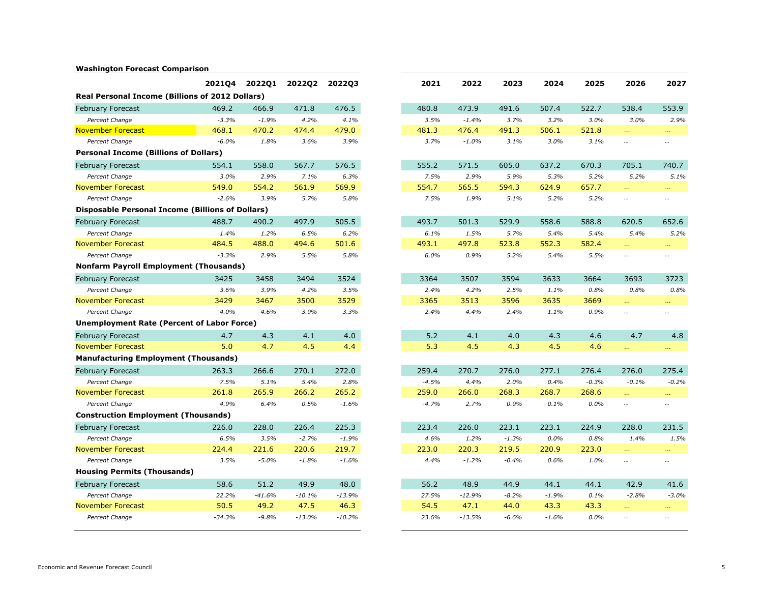**Washington Forecast Comparison**

| | 2021Q4 | 2022Q1 | 2022Q2 | 2022Q3 | 2021 | 2022 | 2023 | 2024 | 2025 | 2026 | 2027 |
|---|---|---|---|---|---|---|---|---|---|---|---|
| **Real Personal Income (Billions of 2012 Dollars)** | | | | | | | | | | | |
| February Forecast | 469.2 | 466.9 | 471.8 | 476.5 | 480.8 | 473.9 | 491.6 | 507.4 | 522.7 | 538.4 | 553.9 |
| *Percent Change* | *-3.3%* | *-1.9%* | *4.2%* | *4.1%* | *3.5%* | *-1.4%* | *3.7%* | *3.2%* | *3.0%* | *3.0%* | *2.9%* |
| November Forecast | 468.1 | 470.2 | 474.4 | 479.0 | 481.3 | 476.4 | 491.3 | 506.1 | 521.8 | ... | ... |
| *Percent Change* | *-6.0%* | *1.8%* | *3.6%* | *3.9%* | *3.7%* | *-1.0%* | *3.1%* | *3.0%* | *3.1%* | ... | ... |
| **Personal Income (Billions of Dollars)** | | | | | | | | | | | |
| February Forecast | 554.1 | 558.0 | 567.7 | 576.5 | 555.2 | 571.5 | 605.0 | 637.2 | 670.3 | 705.1 | 740.7 |
| *Percent Change* | *3.0%* | *2.9%* | *7.1%* | *6.3%* | *7.5%* | *2.9%* | *5.9%* | *5.3%* | *5.2%* | *5.2%* | *5.1%* |
| November Forecast | 549.0 | 554.2 | 561.9 | 569.9 | 554.7 | 565.5 | 594.3 | 624.9 | 657.7 | ... | ... |
| *Percent Change* | *-2.6%* | *3.9%* | *5.7%* | *5.8%* | *7.5%* | *1.9%* | *5.1%* | *5.2%* | *5.2%* | ... | ... |
| **Disposable Personal Income (Billions of Dollars)** | | | | | | | | | | | |
| February Forecast | 488.7 | 490.2 | 497.9 | 505.5 | 493.7 | 501.3 | 529.9 | 558.6 | 588.8 | 620.5 | 652.6 |
| *Percent Change* | *1.4%* | *1.2%* | *6.5%* | *6.2%* | *6.1%* | *1.5%* | *5.7%* | *5.4%* | *5.4%* | *5.4%* | *5.2%* |
| November Forecast | 484.5 | 488.0 | 494.6 | 501.6 | 493.1 | 497.8 | 523.8 | 552.3 | 582.4 | ... | ... |
| *Percent Change* | *-3.3%* | *2.9%* | *5.5%* | *5.8%* | *6.0%* | *0.9%* | *5.2%* | *5.4%* | *5.5%* | ... | ... |
| **Nonfarm Payroll Employment (Thousands)** | | | | | | | | | | | |
| February Forecast | 3425 | 3458 | 3494 | 3524 | 3364 | 3507 | 3594 | 3633 | 3664 | 3693 | 3723 |
| *Percent Change* | *3.6%* | *3.9%* | *4.2%* | *3.5%* | *2.4%* | *4.2%* | *2.5%* | *1.1%* | *0.8%* | *0.8%* | *0.8%* |
| November Forecast | 3429 | 3467 | 3500 | 3529 | 3365 | 3513 | 3596 | 3635 | 3669 | ... | ... |
| *Percent Change* | *4.0%* | *4.6%* | *3.9%* | *3.3%* | *2.4%* | *4.4%* | *2.4%* | *1.1%* | *0.9%* | ... | ... |
| **Unemployment Rate (Percent of Labor Force)** | | | | | | | | | | | |
| February Forecast | 4.7 | 4.3 | 4.1 | 4.0 | 5.2 | 4.1 | 4.0 | 4.3 | 4.6 | 4.7 | 4.8 |
| November Forecast | 5.0 | 4.7 | 4.5 | 4.4 | 5.3 | 4.5 | 4.3 | 4.5 | 4.6 | ... | ... |
| **Manufacturing Employment (Thousands)** | | | | | | | | | | | |
| February Forecast | 263.3 | 266.6 | 270.1 | 272.0 | 259.4 | 270.7 | 276.0 | 277.1 | 276.4 | 276.0 | 275.4 |
| *Percent Change* | *7.5%* | *5.1%* | *5.4%* | *2.8%* | *-4.5%* | *4.4%* | *2.0%* | *0.4%* | *-0.3%* | *-0.1%* | *-0.2%* |
| November Forecast | 261.8 | 265.9 | 266.2 | 265.2 | 259.0 | 266.0 | 268.3 | 268.7 | 268.6 | ... | ... |
| *Percent Change* | *4.9%* | *6.4%* | *0.5%* | *-1.6%* | *-4.7%* | *2.7%* | *0.9%* | *0.1%* | *0.0%* | ... | ... |
| **Construction Employment (Thousands)** | | | | | | | | | | | |
| February Forecast | 226.0 | 228.0 | 226.4 | 225.3 | 223.4 | 226.0 | 223.1 | 223.1 | 224.9 | 228.0 | 231.5 |
| *Percent Change* | *6.5%* | *3.5%* | *-2.7%* | *-1.9%* | *4.6%* | *1.2%* | *-1.3%* | *0.0%* | *0.8%* | *1.4%* | *1.5%* |
| November Forecast | 224.4 | 221.6 | 220.6 | 219.7 | 223.0 | 220.3 | 219.5 | 220.9 | 223.0 | ... | ... |
| *Percent Change* | *3.5%* | *-5.0%* | *-1.8%* | *-1.6%* | *4.4%* | *-1.2%* | *-0.4%* | *0.6%* | *1.0%* | ... | ... |
| **Housing Permits (Thousands)** | | | | | | | | | | | |
| February Forecast | 58.6 | 51.2 | 49.9 | 48.0 | 56.2 | 48.9 | 44.9 | 44.1 | 44.1 | 42.9 | 41.6 |
| *Percent Change* | *22.2%* | *-41.6%* | *-10.1%* | *-13.9%* | *27.5%* | *-12.9%* | *-8.2%* | *-1.9%* | *0.1%* | *-2.8%* | *-3.0%* |
| November Forecast | 50.5 | 49.2 | 47.5 | 46.3 | 54.5 | 47.1 | 44.0 | 43.3 | 43.3 | ... | ... |
| *Percent Change* | *-34.3%* | *-9.8%* | *-13.0%* | *-10.2%* | *23.6%* | *-13.5%* | *-6.6%* | *-1.6%* | *0.0%* | ... | ... |